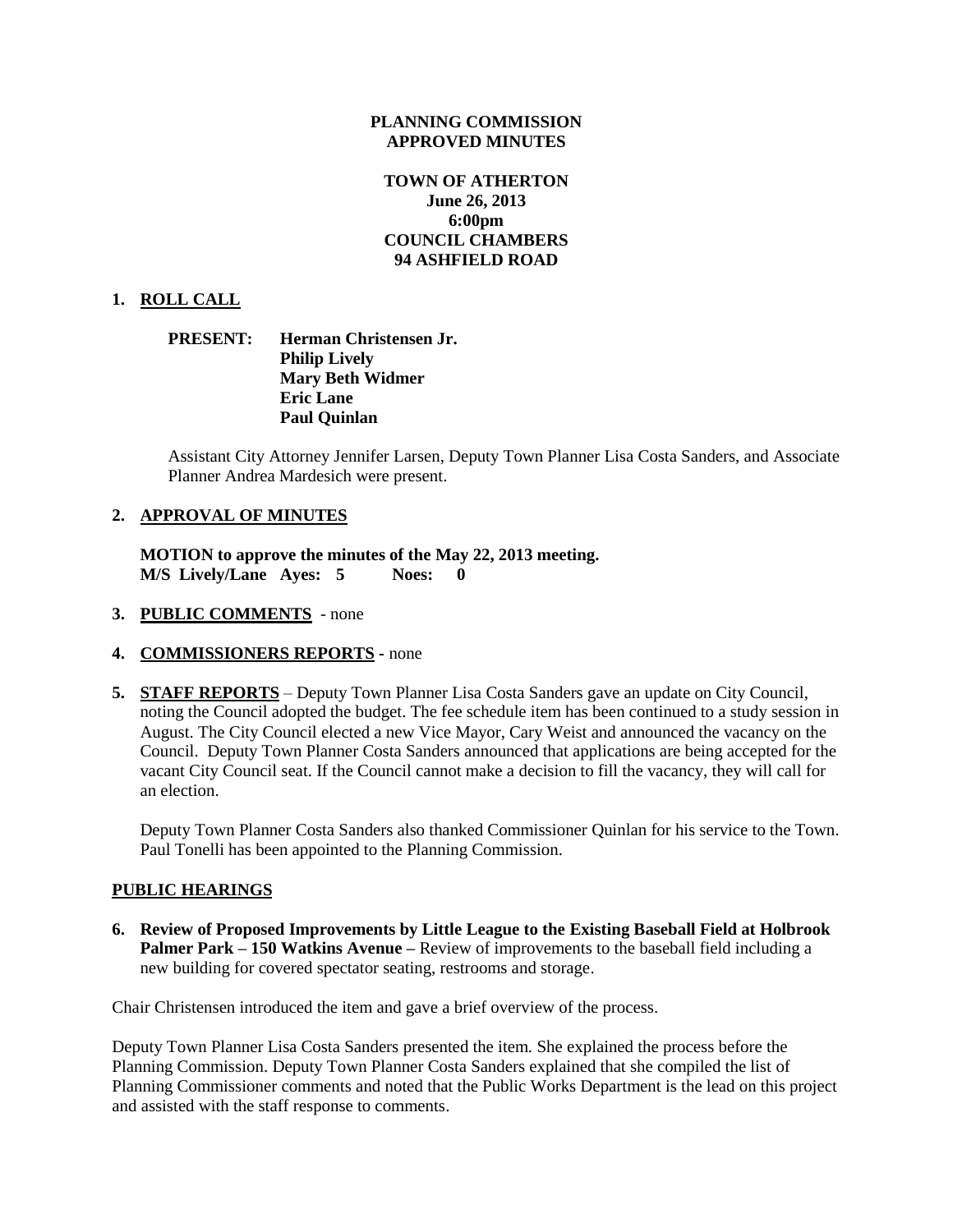# PLANNING COMMISSION
# APPROVED MINUTES

## TOWN OF ATHERTON
**June 26, 2013**
**6:00pm**
**COUNCIL CHAMBERS**
**94 ASHFIELD ROAD**

1. **ROLL CALL**

   **PRESENT:** **Herman Christensen Jr.**
   **Philip Lively**
   **Mary Beth Widmer**
   **Eric Lane**
   **Paul Quinlan**

   Assistant City Attorney Jennifer Larsen, Deputy Town Planner Lisa Costa Sanders, and Associate Planner Andrea Mardesich were present.

2. **APPROVAL OF MINUTES**

   **MOTION to approve the minutes of the May 22, 2013 meeting.**
   **M/S Lively/Lane Ayes: 5 Noes: 0**

3. **PUBLIC COMMENTS** - none

4. **COMMISSIONERS REPORTS** - none

5. **STAFF REPORTS** – Deputy Town Planner Lisa Costa Sanders gave an update on City Council, noting the Council adopted the budget. The fee schedule item has been continued to a study session in August. The City Council elected a new Vice Mayor, Cary Weist and announced the vacancy on the Council. Deputy Town Planner Costa Sanders announced that applications are being accepted for the vacant City Council seat. If the Council cannot make a decision to fill the vacancy, they will call for an election.

   Deputy Town Planner Costa Sanders also thanked Commissioner Quinlan for his service to the Town. Paul Tonelli has been appointed to the Planning Commission.

**PUBLIC HEARINGS**

6. **Review of Proposed Improvements by Little League to the Existing Baseball Field at Holbrook Palmer Park – 150 Watkins Avenue –** Review of improvements to the baseball field including a new building for covered spectator seating, restrooms and storage.

Chair Christensen introduced the item and gave a brief overview of the process.

Deputy Town Planner Lisa Costa Sanders presented the item. She explained the process before the Planning Commission. Deputy Town Planner Costa Sanders explained that she compiled the list of Planning Commissioner comments and noted that the Public Works Department is the lead on this project and assisted with the staff response to comments.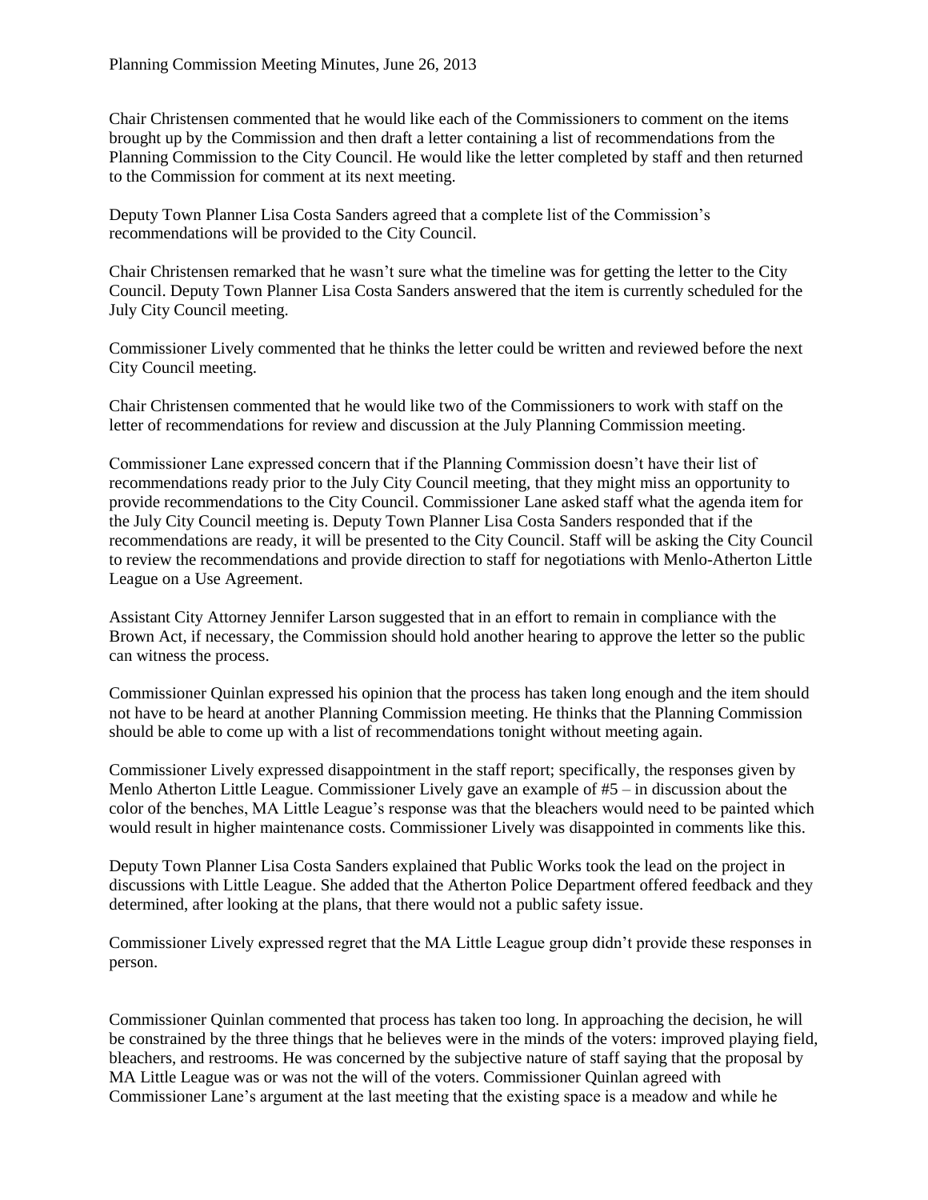Chair Christensen commented that he would like each of the Commissioners to comment on the items brought up by the Commission and then draft a letter containing a list of recommendations from the Planning Commission to the City Council. He would like the letter completed by staff and then returned to the Commission for comment at its next meeting.

Deputy Town Planner Lisa Costa Sanders agreed that a complete list of the Commission's recommendations will be provided to the City Council.

Chair Christensen remarked that he wasn't sure what the timeline was for getting the letter to the City Council. Deputy Town Planner Lisa Costa Sanders answered that the item is currently scheduled for the July City Council meeting.

Commissioner Lively commented that he thinks the letter could be written and reviewed before the next City Council meeting.

Chair Christensen commented that he would like two of the Commissioners to work with staff on the letter of recommendations for review and discussion at the July Planning Commission meeting.

Commissioner Lane expressed concern that if the Planning Commission doesn't have their list of recommendations ready prior to the July City Council meeting, that they might miss an opportunity to provide recommendations to the City Council. Commissioner Lane asked staff what the agenda item for the July City Council meeting is. Deputy Town Planner Lisa Costa Sanders responded that if the recommendations are ready, it will be presented to the City Council. Staff will be asking the City Council to review the recommendations and provide direction to staff for negotiations with Menlo-Atherton Little League on a Use Agreement.

Assistant City Attorney Jennifer Larson suggested that in an effort to remain in compliance with the Brown Act, if necessary, the Commission should hold another hearing to approve the letter so the public can witness the process.

Commissioner Quinlan expressed his opinion that the process has taken long enough and the item should not have to be heard at another Planning Commission meeting. He thinks that the Planning Commission should be able to come up with a list of recommendations tonight without meeting again.

Commissioner Lively expressed disappointment in the staff report; specifically, the responses given by Menlo Atherton Little League. Commissioner Lively gave an example of #5 – in discussion about the color of the benches, MA Little League's response was that the bleachers would need to be painted which would result in higher maintenance costs. Commissioner Lively was disappointed in comments like this.

Deputy Town Planner Lisa Costa Sanders explained that Public Works took the lead on the project in discussions with Little League. She added that the Atherton Police Department offered feedback and they determined, after looking at the plans, that there would not a public safety issue.

Commissioner Lively expressed regret that the MA Little League group didn't provide these responses in person.

Commissioner Quinlan commented that process has taken too long. In approaching the decision, he will be constrained by the three things that he believes were in the minds of the voters: improved playing field, bleachers, and restrooms. He was concerned by the subjective nature of staff saying that the proposal by MA Little League was or was not the will of the voters. Commissioner Quinlan agreed with Commissioner Lane's argument at the last meeting that the existing space is a meadow and while he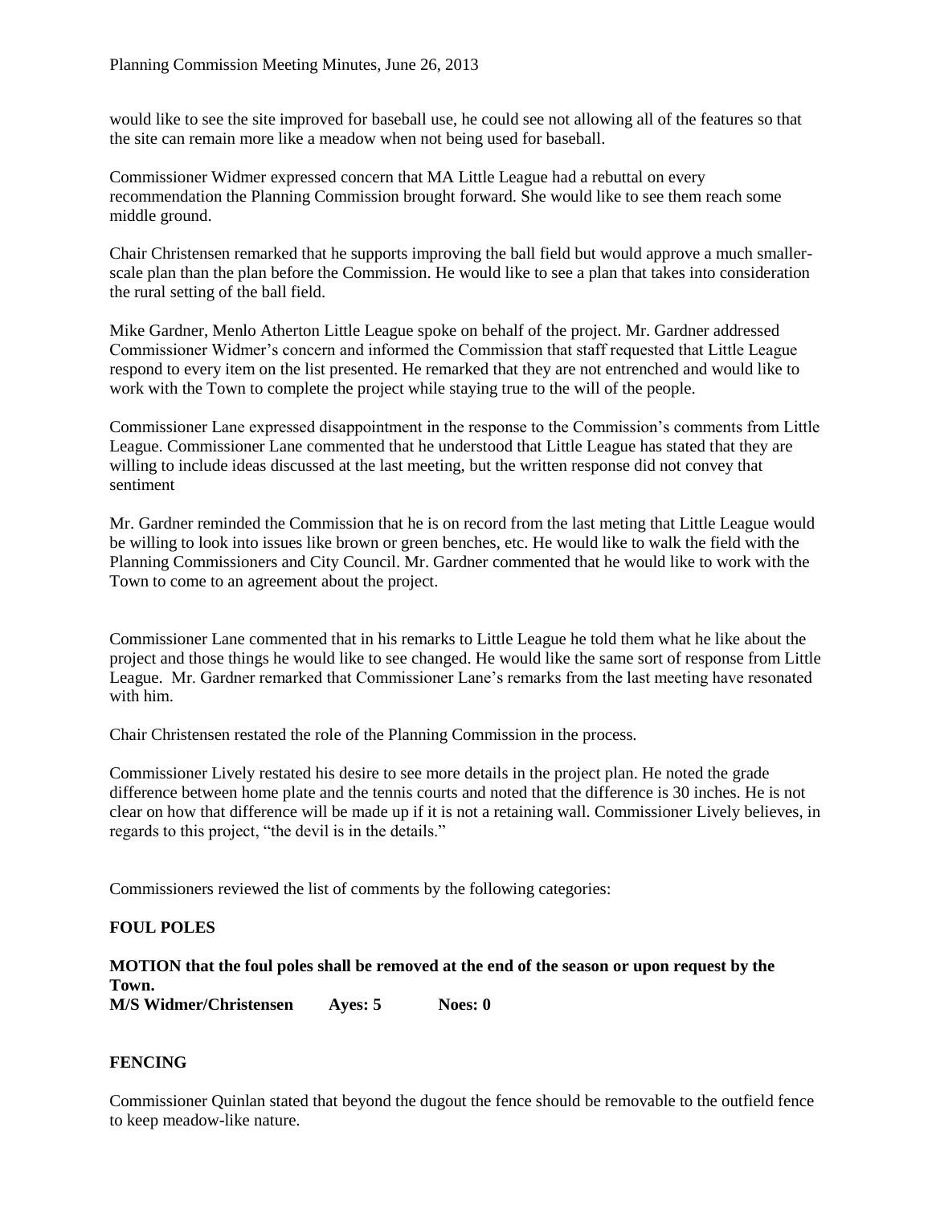would like to see the site improved for baseball use, he could see not allowing all of the features so that the site can remain more like a meadow when not being used for baseball.

Commissioner Widmer expressed concern that MA Little League had a rebuttal on every recommendation the Planning Commission brought forward. She would like to see them reach some middle ground.

Chair Christensen remarked that he supports improving the ball field but would approve a much smaller-scale plan than the plan before the Commission. He would like to see a plan that takes into consideration the rural setting of the ball field.

Mike Gardner, Menlo Atherton Little League spoke on behalf of the project. Mr. Gardner addressed Commissioner Widmer's concern and informed the Commission that staff requested that Little League respond to every item on the list presented. He remarked that they are not entrenched and would like to work with the Town to complete the project while staying true to the will of the people.

Commissioner Lane expressed disappointment in the response to the Commission's comments from Little League. Commissioner Lane commented that he understood that Little League has stated that they are willing to include ideas discussed at the last meeting, but the written response did not convey that sentiment

Mr. Gardner reminded the Commission that he is on record from the last meting that Little League would be willing to look into issues like brown or green benches, etc. He would like to walk the field with the Planning Commissioners and City Council. Mr. Gardner commented that he would like to work with the Town to come to an agreement about the project.

Commissioner Lane commented that in his remarks to Little League he told them what he like about the project and those things he would like to see changed. He would like the same sort of response from Little League. Mr. Gardner remarked that Commissioner Lane's remarks from the last meeting have resonated with him.

Chair Christensen restated the role of the Planning Commission in the process.

Commissioner Lively restated his desire to see more details in the project plan. He noted the grade difference between home plate and the tennis courts and noted that the difference is 30 inches. He is not clear on how that difference will be made up if it is not a retaining wall. Commissioner Lively believes, in regards to this project, "the devil is in the details."

Commissioners reviewed the list of comments by the following categories:

**FOUL POLES**

**MOTION that the foul poles shall be removed at the end of the season or upon request by the Town.**
**M/S Widmer/Christensen Ayes: 5 Noes: 0**

**FENCING**

Commissioner Quinlan stated that beyond the dugout the fence should be removable to the outfield fence to keep meadow-like nature.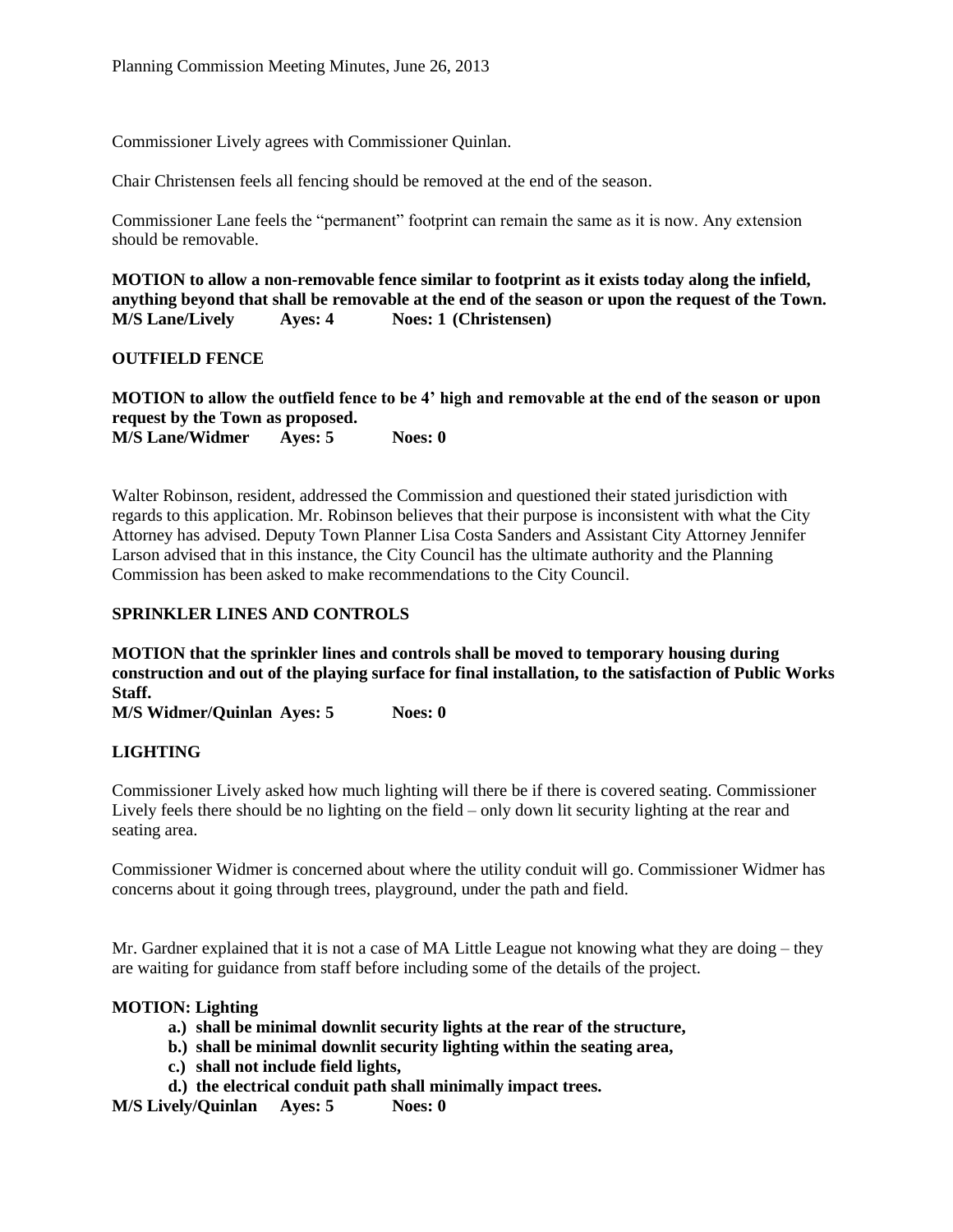Commissioner Lively agrees with Commissioner Quinlan.

Chair Christensen feels all fencing should be removed at the end of the season.

Commissioner Lane feels the "permanent" footprint can remain the same as it is now. Any extension should be removable.

**MOTION to allow a non-removable fence similar to footprint as it exists today along the infield, anything beyond that shall be removable at the end of the season or upon the request of the Town.**
**M/S Lane/Lively Ayes: 4 Noes: 1 (Christensen)**

**OUTFIELD FENCE**

**MOTION to allow the outfield fence to be 4' high and removable at the end of the season or upon request by the Town as proposed.**
**M/S Lane/Widmer Ayes: 5 Noes: 0**

Walter Robinson, resident, addressed the Commission and questioned their stated jurisdiction with regards to this application. Mr. Robinson believes that their purpose is inconsistent with what the City Attorney has advised. Deputy Town Planner Lisa Costa Sanders and Assistant City Attorney Jennifer Larson advised that in this instance, the City Council has the ultimate authority and the Planning Commission has been asked to make recommendations to the City Council.

**SPRINKLER LINES AND CONTROLS**

**MOTION that the sprinkler lines and controls shall be moved to temporary housing during construction and out of the playing surface for final installation, to the satisfaction of Public Works Staff.**
**M/S Widmer/Quinlan Ayes: 5 Noes: 0**

**LIGHTING**

Commissioner Lively asked how much lighting will there be if there is covered seating. Commissioner Lively feels there should be no lighting on the field – only down lit security lighting at the rear and seating area.

Commissioner Widmer is concerned about where the utility conduit will go. Commissioner Widmer has concerns about it going through trees, playground, under the path and field.

Mr. Gardner explained that it is not a case of MA Little League not knowing what they are doing – they are waiting for guidance from staff before including some of the details of the project.

**MOTION: Lighting**

- **a.) shall be minimal downlit security lights at the rear of the structure,**
- **b.) shall be minimal downlit security lighting within the seating area,**
- **c.) shall not include field lights,**
- **d.) the electrical conduit path shall minimally impact trees.**

**M/S Lively/Quinlan Ayes: 5 Noes: 0**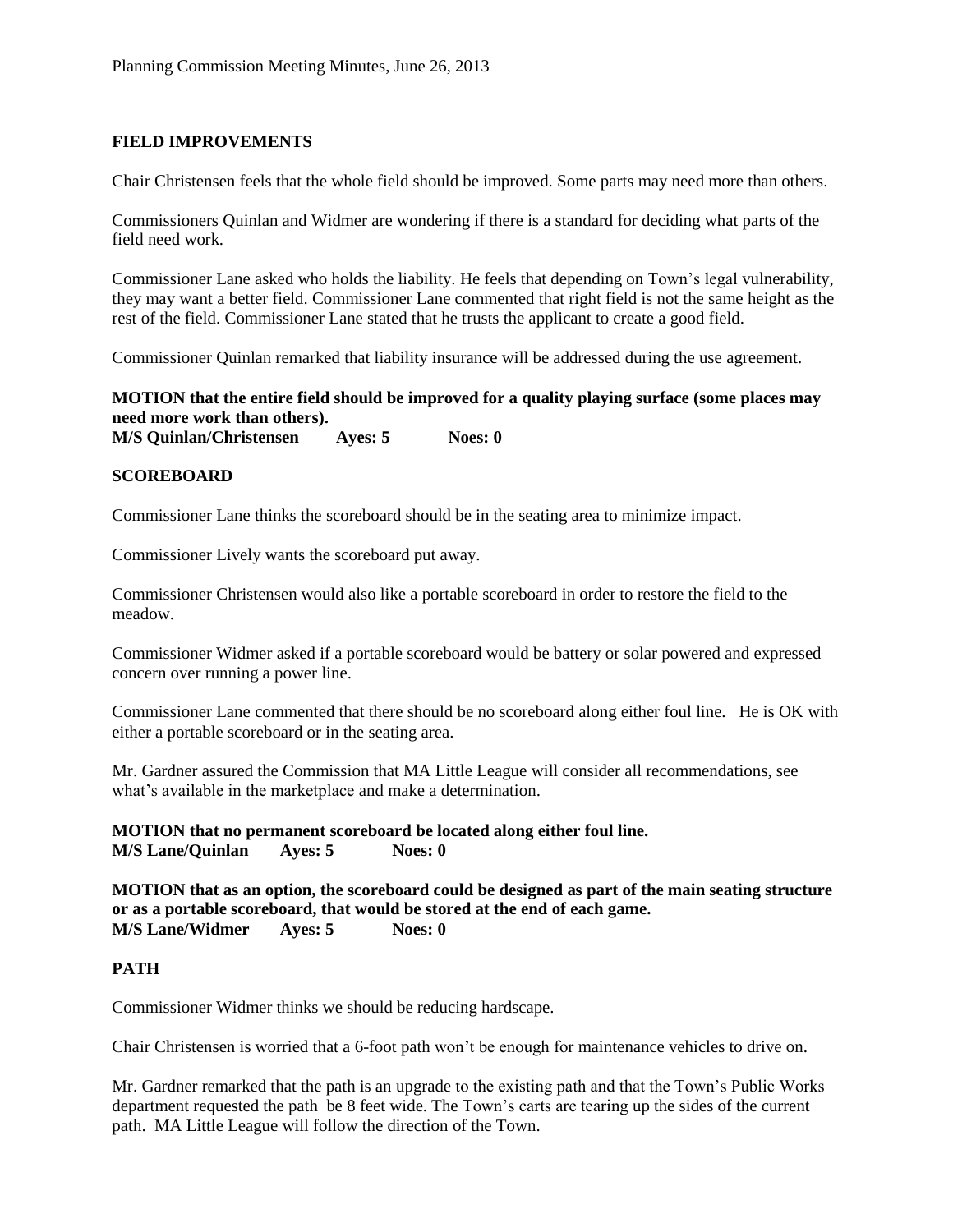### FIELD IMPROVEMENTS

Chair Christensen feels that the whole field should be improved. Some parts may need more than others.

Commissioners Quinlan and Widmer are wondering if there is a standard for deciding what parts of the field need work.

Commissioner Lane asked who holds the liability. He feels that depending on Town's legal vulnerability, they may want a better field. Commissioner Lane commented that right field is not the same height as the rest of the field. Commissioner Lane stated that he trusts the applicant to create a good field.

Commissioner Quinlan remarked that liability insurance will be addressed during the use agreement.

**MOTION that the entire field should be improved for a quality playing surface (some places may need more work than others).**
**M/S Quinlan/Christensen Ayes: 5 Noes: 0**

### SCOREBOARD

Commissioner Lane thinks the scoreboard should be in the seating area to minimize impact.

Commissioner Lively wants the scoreboard put away.

Commissioner Christensen would also like a portable scoreboard in order to restore the field to the meadow.

Commissioner Widmer asked if a portable scoreboard would be battery or solar powered and expressed concern over running a power line.

Commissioner Lane commented that there should be no scoreboard along either foul line. He is OK with either a portable scoreboard or in the seating area.

Mr. Gardner assured the Commission that MA Little League will consider all recommendations, see what's available in the marketplace and make a determination.

**MOTION that no permanent scoreboard be located along either foul line.**
**M/S Lane/Quinlan Ayes: 5 Noes: 0**

**MOTION that as an option, the scoreboard could be designed as part of the main seating structure or as a portable scoreboard, that would be stored at the end of each game.**
**M/S Lane/Widmer Ayes: 5 Noes: 0**

### PATH

Commissioner Widmer thinks we should be reducing hardscape.

Chair Christensen is worried that a 6-foot path won't be enough for maintenance vehicles to drive on.

Mr. Gardner remarked that the path is an upgrade to the existing path and that the Town's Public Works department requested the path be 8 feet wide. The Town's carts are tearing up the sides of the current path. MA Little League will follow the direction of the Town.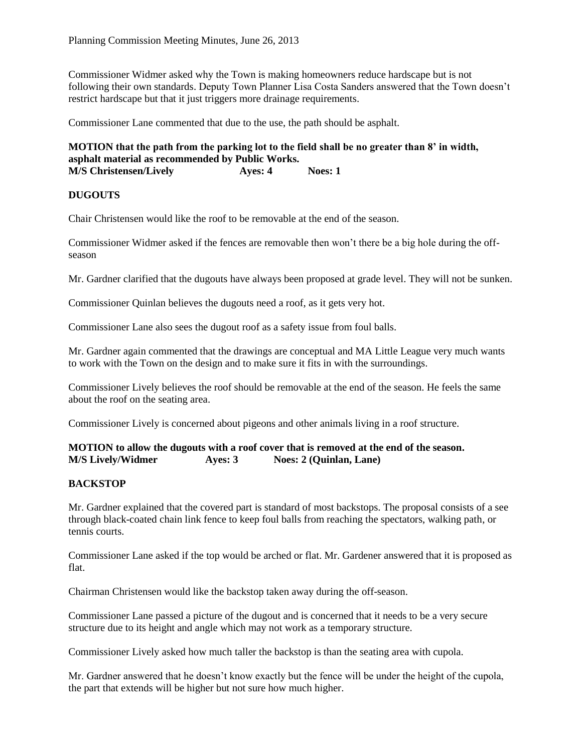Commissioner Widmer asked why the Town is making homeowners reduce hardscape but is not following their own standards. Deputy Town Planner Lisa Costa Sanders answered that the Town doesn't restrict hardscape but that it just triggers more drainage requirements.

Commissioner Lane commented that due to the use, the path should be asphalt.

**MOTION that the path from the parking lot to the field shall be no greater than 8' in width, asphalt material as recommended by Public Works.**
**M/S Christensen/Lively Ayes: 4 Noes: 1**

**DUGOUTS**

Chair Christensen would like the roof to be removable at the end of the season.

Commissioner Widmer asked if the fences are removable then won't there be a big hole during the off-season

Mr. Gardner clarified that the dugouts have always been proposed at grade level. They will not be sunken.

Commissioner Quinlan believes the dugouts need a roof, as it gets very hot.

Commissioner Lane also sees the dugout roof as a safety issue from foul balls.

Mr. Gardner again commented that the drawings are conceptual and MA Little League very much wants to work with the Town on the design and to make sure it fits in with the surroundings.

Commissioner Lively believes the roof should be removable at the end of the season. He feels the same about the roof on the seating area.

Commissioner Lively is concerned about pigeons and other animals living in a roof structure.

**MOTION to allow the dugouts with a roof cover that is removed at the end of the season.**
**M/S Lively/Widmer Ayes: 3 Noes: 2 (Quinlan, Lane)**

**BACKSTOP**

Mr. Gardner explained that the covered part is standard of most backstops. The proposal consists of a see through black-coated chain link fence to keep foul balls from reaching the spectators, walking path, or tennis courts.

Commissioner Lane asked if the top would be arched or flat. Mr. Gardener answered that it is proposed as flat.

Chairman Christensen would like the backstop taken away during the off-season.

Commissioner Lane passed a picture of the dugout and is concerned that it needs to be a very secure structure due to its height and angle which may not work as a temporary structure.

Commissioner Lively asked how much taller the backstop is than the seating area with cupola.

Mr. Gardner answered that he doesn't know exactly but the fence will be under the height of the cupola, the part that extends will be higher but not sure how much higher.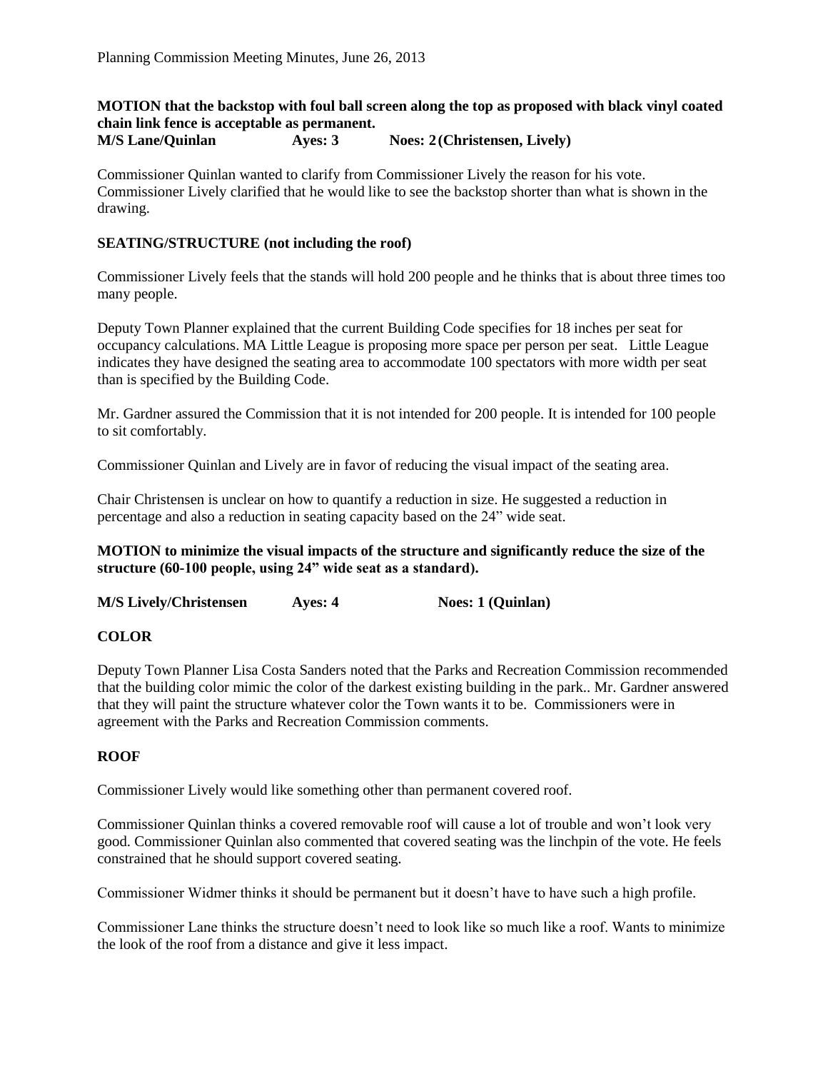**MOTION that the backstop with foul ball screen along the top as proposed with black vinyl coated chain link fence is acceptable as permanent.**
**M/S Lane/Quinlan Ayes: 3 Noes: 2 (Christensen, Lively)**

Commissioner Quinlan wanted to clarify from Commissioner Lively the reason for his vote. Commissioner Lively clarified that he would like to see the backstop shorter than what is shown in the drawing.

**SEATING/STRUCTURE (not including the roof)**

Commissioner Lively feels that the stands will hold 200 people and he thinks that is about three times too many people.

Deputy Town Planner explained that the current Building Code specifies for 18 inches per seat for occupancy calculations. MA Little League is proposing more space per person per seat. Little League indicates they have designed the seating area to accommodate 100 spectators with more width per seat than is specified by the Building Code.

Mr. Gardner assured the Commission that it is not intended for 200 people. It is intended for 100 people to sit comfortably.

Commissioner Quinlan and Lively are in favor of reducing the visual impact of the seating area.

Chair Christensen is unclear on how to quantify a reduction in size. He suggested a reduction in percentage and also a reduction in seating capacity based on the 24" wide seat.

**MOTION to minimize the visual impacts of the structure and significantly reduce the size of the structure (60-100 people, using 24" wide seat as a standard).**

**M/S Lively/Christensen Ayes: 4 Noes: 1 (Quinlan)**

**COLOR**

Deputy Town Planner Lisa Costa Sanders noted that the Parks and Recreation Commission recommended that the building color mimic the color of the darkest existing building in the park.. Mr. Gardner answered that they will paint the structure whatever color the Town wants it to be. Commissioners were in agreement with the Parks and Recreation Commission comments.

**ROOF**

Commissioner Lively would like something other than permanent covered roof.

Commissioner Quinlan thinks a covered removable roof will cause a lot of trouble and won't look very good. Commissioner Quinlan also commented that covered seating was the linchpin of the vote. He feels constrained that he should support covered seating.

Commissioner Widmer thinks it should be permanent but it doesn't have to have such a high profile.

Commissioner Lane thinks the structure doesn't need to look like so much like a roof. Wants to minimize the look of the roof from a distance and give it less impact.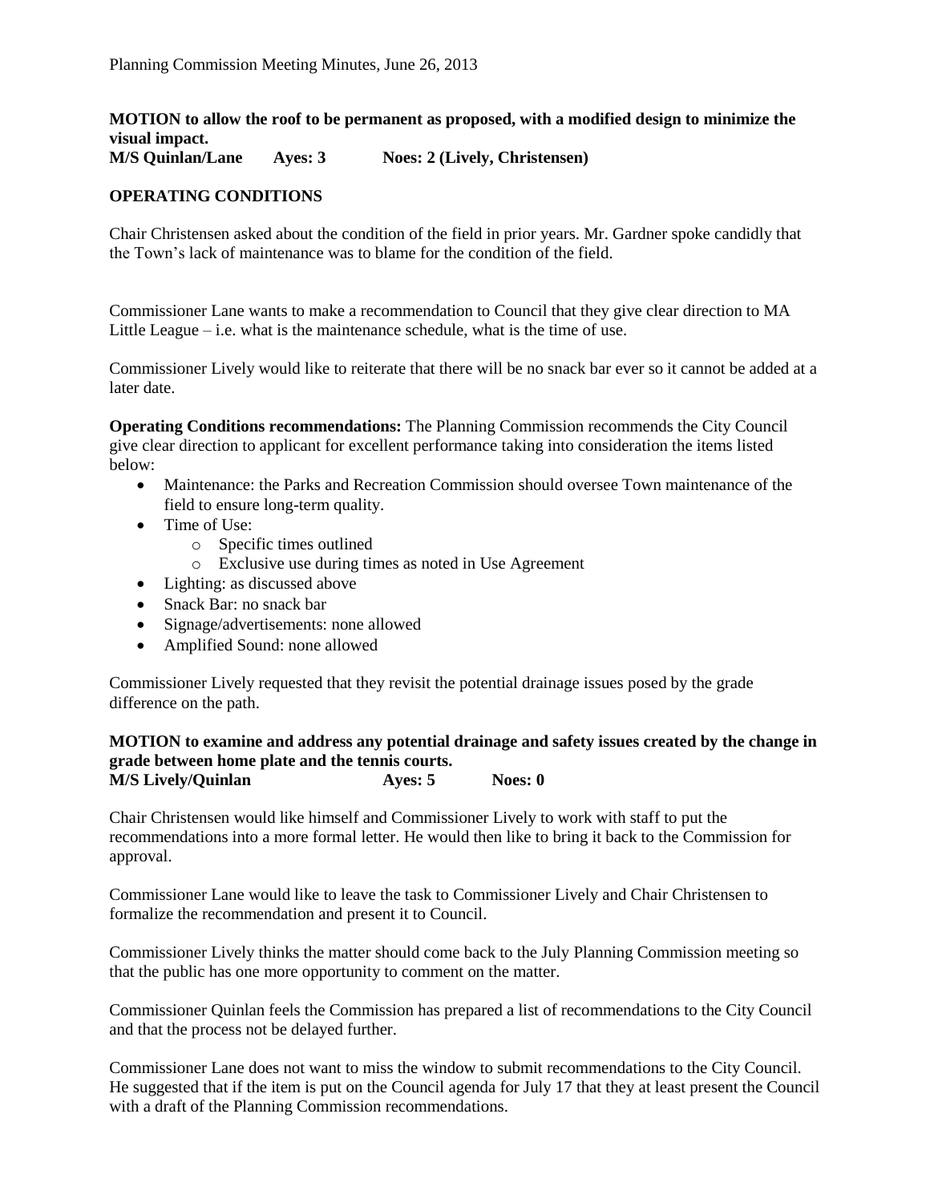**MOTION to allow the roof to be permanent as proposed, with a modified design to minimize the visual impact.**
**M/S Quinlan/Lane Ayes: 3 Noes: 2 (Lively, Christensen)**

**OPERATING CONDITIONS**

Chair Christensen asked about the condition of the field in prior years. Mr. Gardner spoke candidly that the Town's lack of maintenance was to blame for the condition of the field.

Commissioner Lane wants to make a recommendation to Council that they give clear direction to MA Little League – i.e. what is the maintenance schedule, what is the time of use.

Commissioner Lively would like to reiterate that there will be no snack bar ever so it cannot be added at a later date.

**Operating Conditions recommendations:** The Planning Commission recommends the City Council give clear direction to applicant for excellent performance taking into consideration the items listed below:

- Maintenance: the Parks and Recreation Commission should oversee Town maintenance of the field to ensure long-term quality.
- Time of Use:
  - Specific times outlined
  - Exclusive use during times as noted in Use Agreement
- Lighting: as discussed above
- Snack Bar: no snack bar
- Signage/advertisements: none allowed
- Amplified Sound: none allowed

Commissioner Lively requested that they revisit the potential drainage issues posed by the grade difference on the path.

**MOTION to examine and address any potential drainage and safety issues created by the change in grade between home plate and the tennis courts.**
**M/S Lively/Quinlan Ayes: 5 Noes: 0**

Chair Christensen would like himself and Commissioner Lively to work with staff to put the recommendations into a more formal letter. He would then like to bring it back to the Commission for approval.

Commissioner Lane would like to leave the task to Commissioner Lively and Chair Christensen to formalize the recommendation and present it to Council.

Commissioner Lively thinks the matter should come back to the July Planning Commission meeting so that the public has one more opportunity to comment on the matter.

Commissioner Quinlan feels the Commission has prepared a list of recommendations to the City Council and that the process not be delayed further.

Commissioner Lane does not want to miss the window to submit recommendations to the City Council. He suggested that if the item is put on the Council agenda for July 17 that they at least present the Council with a draft of the Planning Commission recommendations.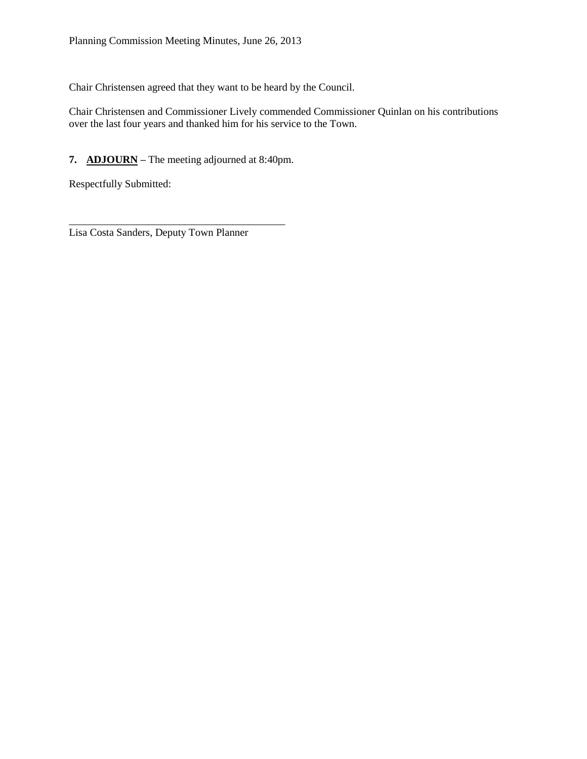Chair Christensen agreed that they want to be heard by the Council.

Chair Christensen and Commissioner Lively commended Commissioner Quinlan on his contributions over the last four years and thanked him for his service to the Town.

**7. ADJOURN** – The meeting adjourned at 8:40pm.

Respectfully Submitted:

\_\_\_\_\_\_\_\_\_\_\_\_\_\_\_\_\_\_\_\_\_\_\_\_\_\_\_\_\_\_\_\_\_\_\_\_\_\_\_\_\_\_

Lisa Costa Sanders, Deputy Town Planner